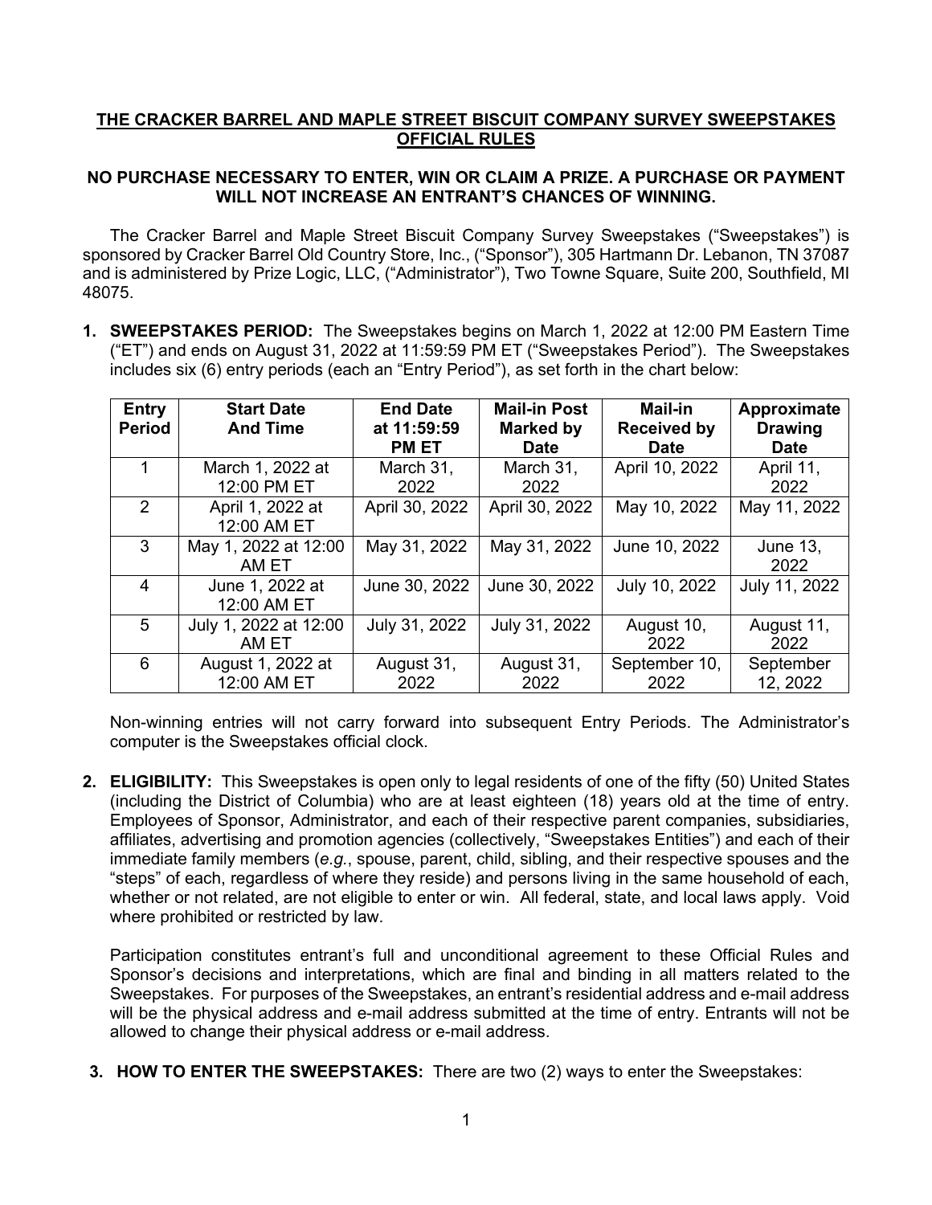**THE CRACKER BARREL AND MAPLE STREET BISCUIT COMPANY SURVEY SWEEPSTAKES OFFICIAL RULES**

**NO PURCHASE NECESSARY TO ENTER, WIN OR CLAIM A PRIZE. A PURCHASE OR PAYMENT WILL NOT INCREASE AN ENTRANT'S CHANCES OF WINNING.**

The Cracker Barrel and Maple Street Biscuit Company Survey Sweepstakes ("Sweepstakes") is sponsored by Cracker Barrel Old Country Store, Inc., ("Sponsor"), 305 Hartmann Dr. Lebanon, TN 37087 and is administered by Prize Logic, LLC, ("Administrator"), Two Towne Square, Suite 200, Southfield, MI 48075.

1. **SWEEPSTAKES PERIOD:** The Sweepstakes begins on March 1, 2022 at 12:00 PM Eastern Time ("ET") and ends on August 31, 2022 at 11:59:59 PM ET ("Sweepstakes Period"). The Sweepstakes includes six (6) entry periods (each an "Entry Period"), as set forth in the chart below:

| Entry Period | Start Date And Time | End Date at 11:59:59 PM ET | Mail-in Post Marked by Date | Mail-in Received by Date | Approximate Drawing Date |
|---|---|---|---|---|---|
| 1 | March 1, 2022 at 12:00 PM ET | March 31, 2022 | March 31, 2022 | April 10, 2022 | April 11, 2022 |
| 2 | April 1, 2022 at 12:00 AM ET | April 30, 2022 | April 30, 2022 | May 10, 2022 | May 11, 2022 |
| 3 | May 1, 2022 at 12:00 AM ET | May 31, 2022 | May 31, 2022 | June 10, 2022 | June 13, 2022 |
| 4 | June 1, 2022 at 12:00 AM ET | June 30, 2022 | June 30, 2022 | July 10, 2022 | July 11, 2022 |
| 5 | July 1, 2022 at 12:00 AM ET | July 31, 2022 | July 31, 2022 | August 10, 2022 | August 11, 2022 |
| 6 | August 1, 2022 at 12:00 AM ET | August 31, 2022 | August 31, 2022 | September 10, 2022 | September 12, 2022 |

Non-winning entries will not carry forward into subsequent Entry Periods. The Administrator's computer is the Sweepstakes official clock.

2. **ELIGIBILITY:** This Sweepstakes is open only to legal residents of one of the fifty (50) United States (including the District of Columbia) who are at least eighteen (18) years old at the time of entry. Employees of Sponsor, Administrator, and each of their respective parent companies, subsidiaries, affiliates, advertising and promotion agencies (collectively, "Sweepstakes Entities") and each of their immediate family members (*e.g.*, spouse, parent, child, sibling, and their respective spouses and the "steps" of each, regardless of where they reside) and persons living in the same household of each, whether or not related, are not eligible to enter or win. All federal, state, and local laws apply. Void where prohibited or restricted by law.

   Participation constitutes entrant's full and unconditional agreement to these Official Rules and Sponsor's decisions and interpretations, which are final and binding in all matters related to the Sweepstakes. For purposes of the Sweepstakes, an entrant's residential address and e-mail address will be the physical address and e-mail address submitted at the time of entry. Entrants will not be allowed to change their physical address or e-mail address.

3. **HOW TO ENTER THE SWEEPSTAKES:** There are two (2) ways to enter the Sweepstakes: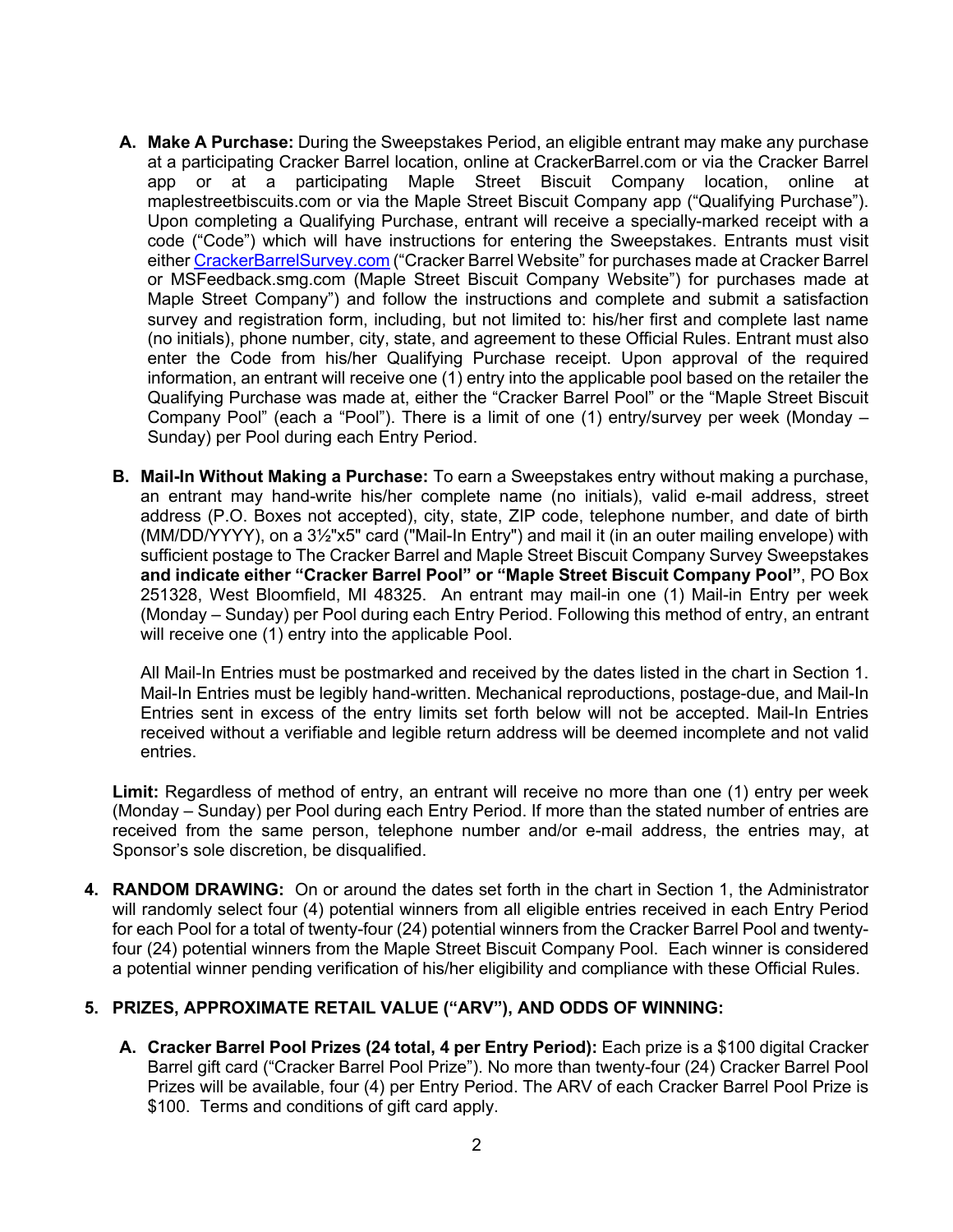A. **Make A Purchase:** During the Sweepstakes Period, an eligible entrant may make any purchase at a participating Cracker Barrel location, online at CrackerBarrel.com or via the Cracker Barrel app or at a participating Maple Street Biscuit Company location, online at maplestreetbiscuits.com or via the Maple Street Biscuit Company app ("Qualifying Purchase"). Upon completing a Qualifying Purchase, entrant will receive a specially-marked receipt with a code ("Code") which will have instructions for entering the Sweepstakes. Entrants must visit either [CrackerBarrelSurvey.com](CrackerBarrelSurvey.com) ("Cracker Barrel Website" for purchases made at Cracker Barrel or MSFeedback.smg.com (Maple Street Biscuit Company Website") for purchases made at Maple Street Company") and follow the instructions and complete and submit a satisfaction survey and registration form, including, but not limited to: his/her first and complete last name (no initials), phone number, city, state, and agreement to these Official Rules. Entrant must also enter the Code from his/her Qualifying Purchase receipt. Upon approval of the required information, an entrant will receive one (1) entry into the applicable pool based on the retailer the Qualifying Purchase was made at, either the "Cracker Barrel Pool" or the "Maple Street Biscuit Company Pool" (each a "Pool"). There is a limit of one (1) entry/survey per week (Monday – Sunday) per Pool during each Entry Period.

B. **Mail-In Without Making a Purchase:** To earn a Sweepstakes entry without making a purchase, an entrant may hand-write his/her complete name (no initials), valid e-mail address, street address (P.O. Boxes not accepted), city, state, ZIP code, telephone number, and date of birth (MM/DD/YYYY), on a 3½"x5" card ("Mail-In Entry") and mail it (in an outer mailing envelope) with sufficient postage to The Cracker Barrel and Maple Street Biscuit Company Survey Sweepstakes **and indicate either "Cracker Barrel Pool" or "Maple Street Biscuit Company Pool"**, PO Box 251328, West Bloomfield, MI 48325. An entrant may mail-in one (1) Mail-in Entry per week (Monday – Sunday) per Pool during each Entry Period. Following this method of entry, an entrant will receive one (1) entry into the applicable Pool.

   All Mail-In Entries must be postmarked and received by the dates listed in the chart in Section 1. Mail-In Entries must be legibly hand-written. Mechanical reproductions, postage-due, and Mail-In Entries sent in excess of the entry limits set forth below will not be accepted. Mail-In Entries received without a verifiable and legible return address will be deemed incomplete and not valid entries.

**Limit:** Regardless of method of entry, an entrant will receive no more than one (1) entry per week (Monday – Sunday) per Pool during each Entry Period. If more than the stated number of entries are received from the same person, telephone number and/or e-mail address, the entries may, at Sponsor's sole discretion, be disqualified.

4. **RANDOM DRAWING:** On or around the dates set forth in the chart in Section 1, the Administrator will randomly select four (4) potential winners from all eligible entries received in each Entry Period for each Pool for a total of twenty-four (24) potential winners from the Cracker Barrel Pool and twenty-four (24) potential winners from the Maple Street Biscuit Company Pool. Each winner is considered a potential winner pending verification of his/her eligibility and compliance with these Official Rules.

5. **PRIZES, APPROXIMATE RETAIL VALUE ("ARV"), AND ODDS OF WINNING:**

   A. **Cracker Barrel Pool Prizes (24 total, 4 per Entry Period):** Each prize is a $100 digital Cracker Barrel gift card ("Cracker Barrel Pool Prize"). No more than twenty-four (24) Cracker Barrel Pool Prizes will be available, four (4) per Entry Period. The ARV of each Cracker Barrel Pool Prize is $100. Terms and conditions of gift card apply.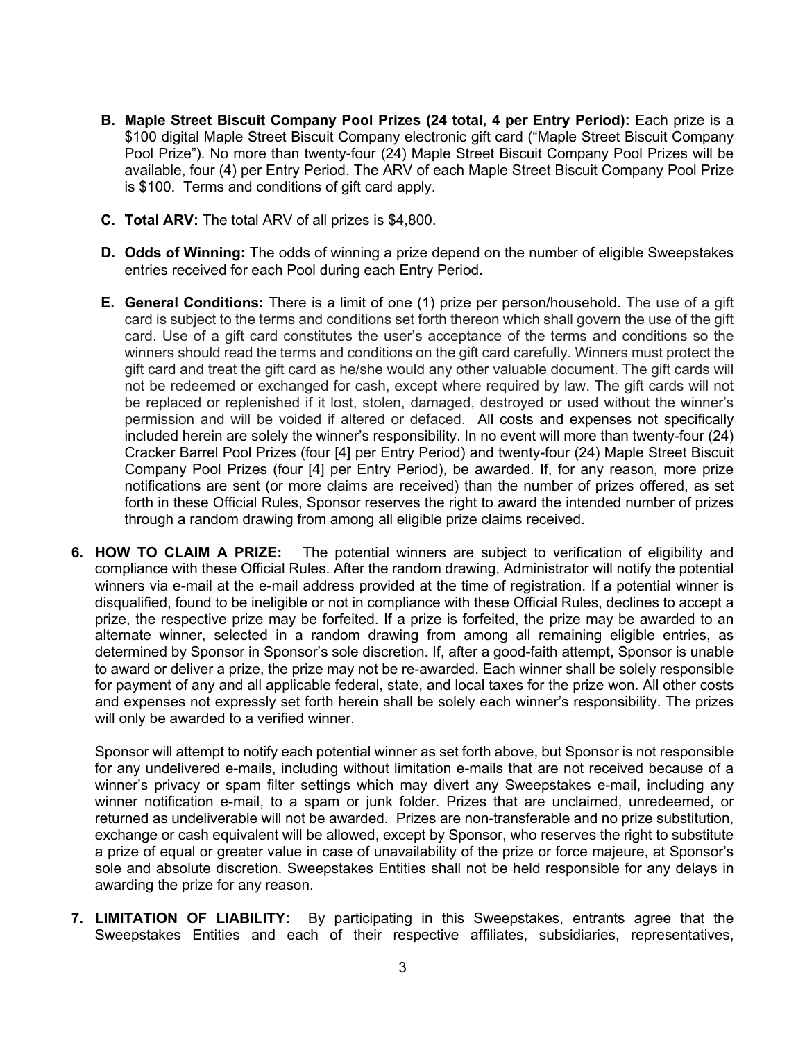B. **Maple Street Biscuit Company Pool Prizes (24 total, 4 per Entry Period):** Each prize is a $100 digital Maple Street Biscuit Company electronic gift card ("Maple Street Biscuit Company Pool Prize"). No more than twenty-four (24) Maple Street Biscuit Company Pool Prizes will be available, four (4) per Entry Period. The ARV of each Maple Street Biscuit Company Pool Prize is $100. Terms and conditions of gift card apply.

C. **Total ARV:** The total ARV of all prizes is $4,800.

D. **Odds of Winning:** The odds of winning a prize depend on the number of eligible Sweepstakes entries received for each Pool during each Entry Period.

E. **General Conditions:** There is a limit of one (1) prize per person/household. The use of a gift card is subject to the terms and conditions set forth thereon which shall govern the use of the gift card. Use of a gift card constitutes the user's acceptance of the terms and conditions so the winners should read the terms and conditions on the gift card carefully. Winners must protect the gift card and treat the gift card as he/she would any other valuable document. The gift cards will not be redeemed or exchanged for cash, except where required by law. The gift cards will not be replaced or replenished if it lost, stolen, damaged, destroyed or used without the winner's permission and will be voided if altered or defaced. All costs and expenses not specifically included herein are solely the winner's responsibility. In no event will more than twenty-four (24) Cracker Barrel Pool Prizes (four [4] per Entry Period) and twenty-four (24) Maple Street Biscuit Company Pool Prizes (four [4] per Entry Period), be awarded. If, for any reason, more prize notifications are sent (or more claims are received) than the number of prizes offered, as set forth in these Official Rules, Sponsor reserves the right to award the intended number of prizes through a random drawing from among all eligible prize claims received.

6. **HOW TO CLAIM A PRIZE:** The potential winners are subject to verification of eligibility and compliance with these Official Rules. After the random drawing, Administrator will notify the potential winners via e-mail at the e-mail address provided at the time of registration. If a potential winner is disqualified, found to be ineligible or not in compliance with these Official Rules, declines to accept a prize, the respective prize may be forfeited. If a prize is forfeited, the prize may be awarded to an alternate winner, selected in a random drawing from among all remaining eligible entries, as determined by Sponsor in Sponsor's sole discretion. If, after a good-faith attempt, Sponsor is unable to award or deliver a prize, the prize may not be re-awarded. Each winner shall be solely responsible for payment of any and all applicable federal, state, and local taxes for the prize won. All other costs and expenses not expressly set forth herein shall be solely each winner's responsibility. The prizes will only be awarded to a verified winner.

   Sponsor will attempt to notify each potential winner as set forth above, but Sponsor is not responsible for any undelivered e-mails, including without limitation e-mails that are not received because of a winner's privacy or spam filter settings which may divert any Sweepstakes e-mail, including any winner notification e-mail, to a spam or junk folder. Prizes that are unclaimed, unredeemed, or returned as undeliverable will not be awarded. Prizes are non-transferable and no prize substitution, exchange or cash equivalent will be allowed, except by Sponsor, who reserves the right to substitute a prize of equal or greater value in case of unavailability of the prize or force majeure, at Sponsor's sole and absolute discretion. Sweepstakes Entities shall not be held responsible for any delays in awarding the prize for any reason.

7. **LIMITATION OF LIABILITY:** By participating in this Sweepstakes, entrants agree that the Sweepstakes Entities and each of their respective affiliates, subsidiaries, representatives,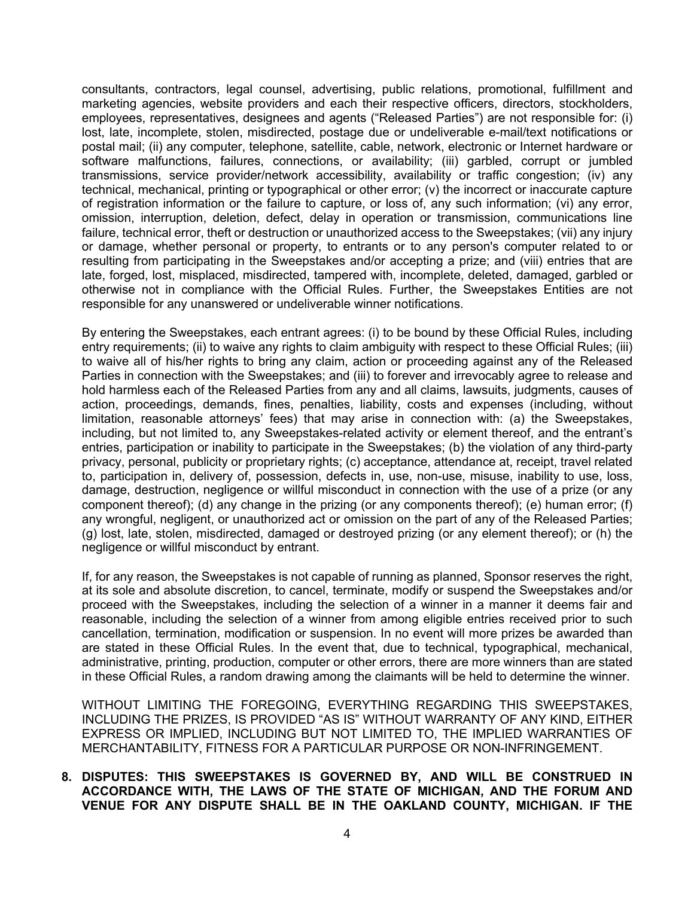consultants, contractors, legal counsel, advertising, public relations, promotional, fulfillment and marketing agencies, website providers and each their respective officers, directors, stockholders, employees, representatives, designees and agents ("Released Parties") are not responsible for: (i) lost, late, incomplete, stolen, misdirected, postage due or undeliverable e-mail/text notifications or postal mail; (ii) any computer, telephone, satellite, cable, network, electronic or Internet hardware or software malfunctions, failures, connections, or availability; (iii) garbled, corrupt or jumbled transmissions, service provider/network accessibility, availability or traffic congestion; (iv) any technical, mechanical, printing or typographical or other error; (v) the incorrect or inaccurate capture of registration information or the failure to capture, or loss of, any such information; (vi) any error, omission, interruption, deletion, defect, delay in operation or transmission, communications line failure, technical error, theft or destruction or unauthorized access to the Sweepstakes; (vii) any injury or damage, whether personal or property, to entrants or to any person's computer related to or resulting from participating in the Sweepstakes and/or accepting a prize; and (viii) entries that are late, forged, lost, misplaced, misdirected, tampered with, incomplete, deleted, damaged, garbled or otherwise not in compliance with the Official Rules. Further, the Sweepstakes Entities are not responsible for any unanswered or undeliverable winner notifications.

By entering the Sweepstakes, each entrant agrees: (i) to be bound by these Official Rules, including entry requirements; (ii) to waive any rights to claim ambiguity with respect to these Official Rules; (iii) to waive all of his/her rights to bring any claim, action or proceeding against any of the Released Parties in connection with the Sweepstakes; and (iii) to forever and irrevocably agree to release and hold harmless each of the Released Parties from any and all claims, lawsuits, judgments, causes of action, proceedings, demands, fines, penalties, liability, costs and expenses (including, without limitation, reasonable attorneys' fees) that may arise in connection with: (a) the Sweepstakes, including, but not limited to, any Sweepstakes-related activity or element thereof, and the entrant's entries, participation or inability to participate in the Sweepstakes; (b) the violation of any third-party privacy, personal, publicity or proprietary rights; (c) acceptance, attendance at, receipt, travel related to, participation in, delivery of, possession, defects in, use, non-use, misuse, inability to use, loss, damage, destruction, negligence or willful misconduct in connection with the use of a prize (or any component thereof); (d) any change in the prizing (or any components thereof); (e) human error; (f) any wrongful, negligent, or unauthorized act or omission on the part of any of the Released Parties; (g) lost, late, stolen, misdirected, damaged or destroyed prizing (or any element thereof); or (h) the negligence or willful misconduct by entrant.

If, for any reason, the Sweepstakes is not capable of running as planned, Sponsor reserves the right, at its sole and absolute discretion, to cancel, terminate, modify or suspend the Sweepstakes and/or proceed with the Sweepstakes, including the selection of a winner in a manner it deems fair and reasonable, including the selection of a winner from among eligible entries received prior to such cancellation, termination, modification or suspension. In no event will more prizes be awarded than are stated in these Official Rules. In the event that, due to technical, typographical, mechanical, administrative, printing, production, computer or other errors, there are more winners than are stated in these Official Rules, a random drawing among the claimants will be held to determine the winner.

WITHOUT LIMITING THE FOREGOING, EVERYTHING REGARDING THIS SWEEPSTAKES, INCLUDING THE PRIZES, IS PROVIDED "AS IS" WITHOUT WARRANTY OF ANY KIND, EITHER EXPRESS OR IMPLIED, INCLUDING BUT NOT LIMITED TO, THE IMPLIED WARRANTIES OF MERCHANTABILITY, FITNESS FOR A PARTICULAR PURPOSE OR NON-INFRINGEMENT.

8. **DISPUTES: THIS SWEEPSTAKES IS GOVERNED BY, AND WILL BE CONSTRUED IN ACCORDANCE WITH, THE LAWS OF THE STATE OF MICHIGAN, AND THE FORUM AND VENUE FOR ANY DISPUTE SHALL BE IN THE OAKLAND COUNTY, MICHIGAN. IF THE**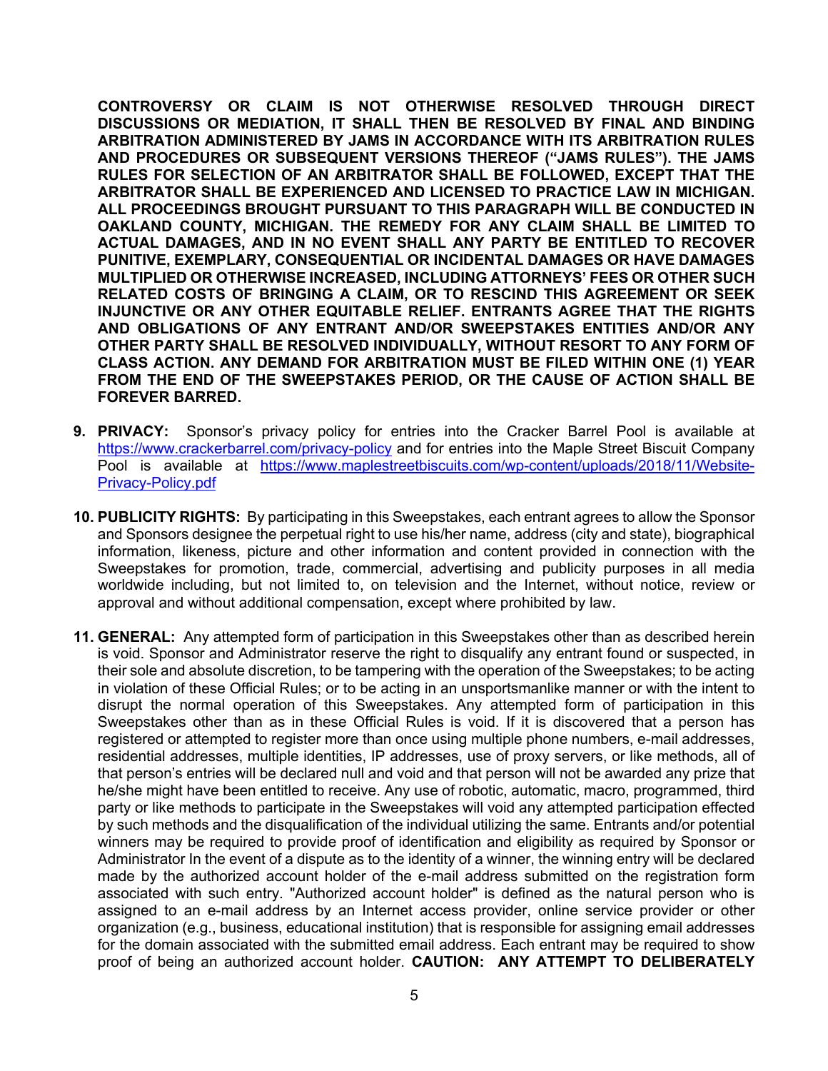**CONTROVERSY OR CLAIM IS NOT OTHERWISE RESOLVED THROUGH DIRECT DISCUSSIONS OR MEDIATION, IT SHALL THEN BE RESOLVED BY FINAL AND BINDING ARBITRATION ADMINISTERED BY JAMS IN ACCORDANCE WITH ITS ARBITRATION RULES AND PROCEDURES OR SUBSEQUENT VERSIONS THEREOF ("JAMS RULES"). THE JAMS RULES FOR SELECTION OF AN ARBITRATOR SHALL BE FOLLOWED, EXCEPT THAT THE ARBITRATOR SHALL BE EXPERIENCED AND LICENSED TO PRACTICE LAW IN MICHIGAN. ALL PROCEEDINGS BROUGHT PURSUANT TO THIS PARAGRAPH WILL BE CONDUCTED IN OAKLAND COUNTY, MICHIGAN. THE REMEDY FOR ANY CLAIM SHALL BE LIMITED TO ACTUAL DAMAGES, AND IN NO EVENT SHALL ANY PARTY BE ENTITLED TO RECOVER PUNITIVE, EXEMPLARY, CONSEQUENTIAL OR INCIDENTAL DAMAGES OR HAVE DAMAGES MULTIPLIED OR OTHERWISE INCREASED, INCLUDING ATTORNEYS' FEES OR OTHER SUCH RELATED COSTS OF BRINGING A CLAIM, OR TO RESCIND THIS AGREEMENT OR SEEK INJUNCTIVE OR ANY OTHER EQUITABLE RELIEF. ENTRANTS AGREE THAT THE RIGHTS AND OBLIGATIONS OF ANY ENTRANT AND/OR SWEEPSTAKES ENTITIES AND/OR ANY OTHER PARTY SHALL BE RESOLVED INDIVIDUALLY, WITHOUT RESORT TO ANY FORM OF CLASS ACTION. ANY DEMAND FOR ARBITRATION MUST BE FILED WITHIN ONE (1) YEAR FROM THE END OF THE SWEEPSTAKES PERIOD, OR THE CAUSE OF ACTION SHALL BE FOREVER BARRED.**

9. **PRIVACY:** Sponsor's privacy policy for entries into the Cracker Barrel Pool is available at https://www.crackerbarrel.com/privacy-policy and for entries into the Maple Street Biscuit Company Pool is available at https://www.maplestreetbiscuits.com/wp-content/uploads/2018/11/Website-Privacy-Policy.pdf

10. **PUBLICITY RIGHTS:** By participating in this Sweepstakes, each entrant agrees to allow the Sponsor and Sponsors designee the perpetual right to use his/her name, address (city and state), biographical information, likeness, picture and other information and content provided in connection with the Sweepstakes for promotion, trade, commercial, advertising and publicity purposes in all media worldwide including, but not limited to, on television and the Internet, without notice, review or approval and without additional compensation, except where prohibited by law.

11. **GENERAL:** Any attempted form of participation in this Sweepstakes other than as described herein is void. Sponsor and Administrator reserve the right to disqualify any entrant found or suspected, in their sole and absolute discretion, to be tampering with the operation of the Sweepstakes; to be acting in violation of these Official Rules; or to be acting in an unsportsmanlike manner or with the intent to disrupt the normal operation of this Sweepstakes. Any attempted form of participation in this Sweepstakes other than as in these Official Rules is void. If it is discovered that a person has registered or attempted to register more than once using multiple phone numbers, e-mail addresses, residential addresses, multiple identities, IP addresses, use of proxy servers, or like methods, all of that person's entries will be declared null and void and that person will not be awarded any prize that he/she might have been entitled to receive. Any use of robotic, automatic, macro, programmed, third party or like methods to participate in the Sweepstakes will void any attempted participation effected by such methods and the disqualification of the individual utilizing the same. Entrants and/or potential winners may be required to provide proof of identification and eligibility as required by Sponsor or Administrator In the event of a dispute as to the identity of a winner, the winning entry will be declared made by the authorized account holder of the e-mail address submitted on the registration form associated with such entry. "Authorized account holder" is defined as the natural person who is assigned to an e-mail address by an Internet access provider, online service provider or other organization (e.g., business, educational institution) that is responsible for assigning email addresses for the domain associated with the submitted email address. Each entrant may be required to show proof of being an authorized account holder. **CAUTION: ANY ATTEMPT TO DELIBERATELY**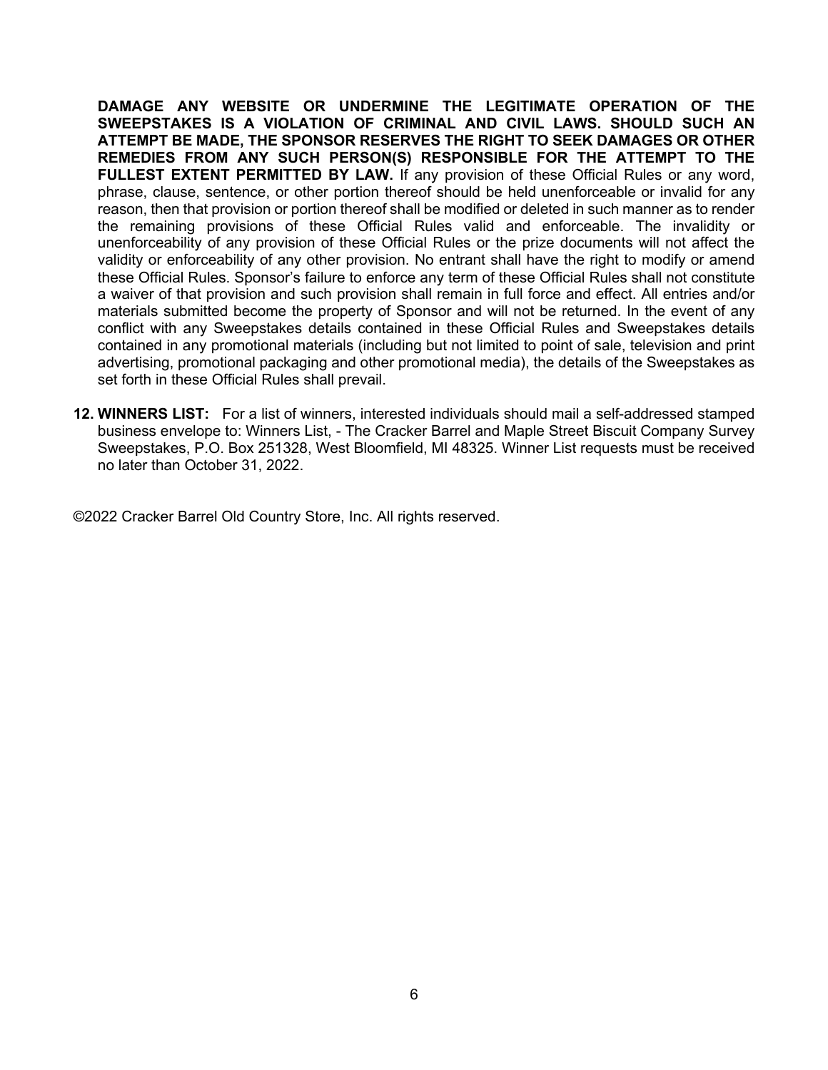**DAMAGE ANY WEBSITE OR UNDERMINE THE LEGITIMATE OPERATION OF THE SWEEPSTAKES IS A VIOLATION OF CRIMINAL AND CIVIL LAWS. SHOULD SUCH AN ATTEMPT BE MADE, THE SPONSOR RESERVES THE RIGHT TO SEEK DAMAGES OR OTHER REMEDIES FROM ANY SUCH PERSON(S) RESPONSIBLE FOR THE ATTEMPT TO THE FULLEST EXTENT PERMITTED BY LAW.** If any provision of these Official Rules or any word, phrase, clause, sentence, or other portion thereof should be held unenforceable or invalid for any reason, then that provision or portion thereof shall be modified or deleted in such manner as to render the remaining provisions of these Official Rules valid and enforceable. The invalidity or unenforceability of any provision of these Official Rules or the prize documents will not affect the validity or enforceability of any other provision. No entrant shall have the right to modify or amend these Official Rules. Sponsor's failure to enforce any term of these Official Rules shall not constitute a waiver of that provision and such provision shall remain in full force and effect. All entries and/or materials submitted become the property of Sponsor and will not be returned. In the event of any conflict with any Sweepstakes details contained in these Official Rules and Sweepstakes details contained in any promotional materials (including but not limited to point of sale, television and print advertising, promotional packaging and other promotional media), the details of the Sweepstakes as set forth in these Official Rules shall prevail.

12. **WINNERS LIST:** For a list of winners, interested individuals should mail a self-addressed stamped business envelope to: Winners List, - The Cracker Barrel and Maple Street Biscuit Company Survey Sweepstakes, P.O. Box 251328, West Bloomfield, MI 48325. Winner List requests must be received no later than October 31, 2022.

©2022 Cracker Barrel Old Country Store, Inc. All rights reserved.